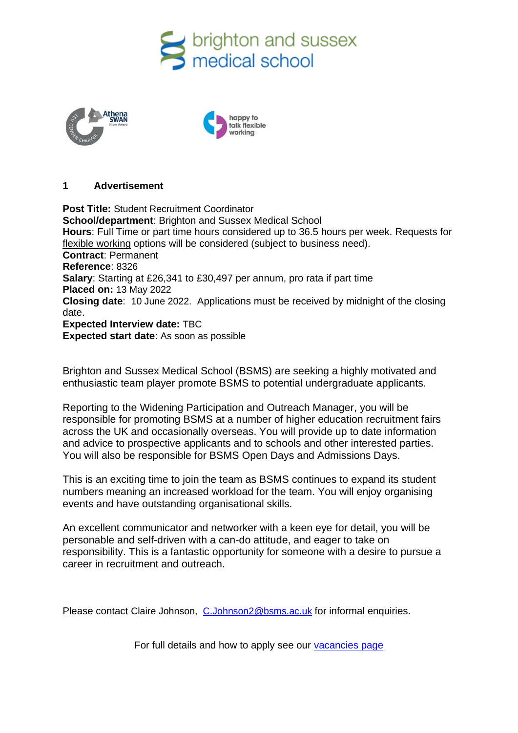## 1 Advertisement

**Post Title:** Student Recruitment Coordinator
**School/department**: Brighton and Sussex Medical School
**Hours**: Full Time or part time hours considered up to 36.5 hours per week. Requests for flexible working options will be considered (subject to business need).
**Contract**: Permanent
**Reference**: 8326
**Salary**: Starting at £26,341 to £30,497 per annum, pro rata if part time
**Placed on:** 13 May 2022
**Closing date**: 10 June 2022. Applications must be received by midnight of the closing date.
**Expected Interview date:** TBC
**Expected start date**: As soon as possible

Brighton and Sussex Medical School (BSMS) are seeking a highly motivated and enthusiastic team player promote BSMS to potential undergraduate applicants.

Reporting to the Widening Participation and Outreach Manager, you will be responsible for promoting BSMS at a number of higher education recruitment fairs across the UK and occasionally overseas. You will provide up to date information and advice to prospective applicants and to schools and other interested parties. You will also be responsible for BSMS Open Days and Admissions Days.

This is an exciting time to join the team as BSMS continues to expand its student numbers meaning an increased workload for the team. You will enjoy organising events and have outstanding organisational skills.

An excellent communicator and networker with a keen eye for detail, you will be personable and self-driven with a can-do attitude, and eager to take on responsibility. This is a fantastic opportunity for someone with a desire to pursue a career in recruitment and outreach.

Please contact Claire Johnson, C.Johnson2@bsms.ac.uk for informal enquiries.

For full details and how to apply see our vacancies page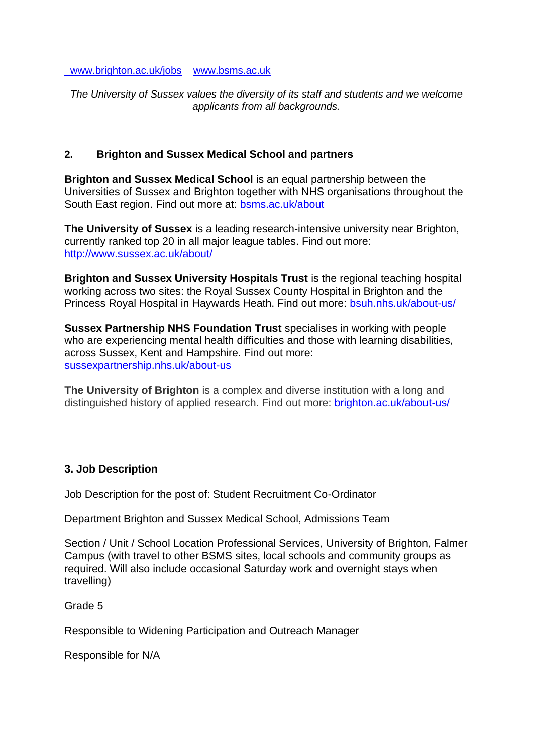[www.brighton.ac.uk/jobs](http://www.brighton.ac.uk/jobs) [www.bsms.ac.uk](http://www.bsms.ac.uk)

*The University of Sussex values the diversity of its staff and students and we welcome applicants from all backgrounds.*

## 2. Brighton and Sussex Medical School and partners

**Brighton and Sussex Medical School** is an equal partnership between the Universities of Sussex and Brighton together with NHS organisations throughout the South East region. Find out more at: bsms.ac.uk/about

**The University of Sussex** is a leading research-intensive university near Brighton, currently ranked top 20 in all major league tables. Find out more: http://www.sussex.ac.uk/about/

**Brighton and Sussex University Hospitals Trust** is the regional teaching hospital working across two sites: the Royal Sussex County Hospital in Brighton and the Princess Royal Hospital in Haywards Heath. Find out more: bsuh.nhs.uk/about-us/

**Sussex Partnership NHS Foundation Trust** specialises in working with people who are experiencing mental health difficulties and those with learning disabilities, across Sussex, Kent and Hampshire. Find out more: sussexpartnership.nhs.uk/about-us

**The University of Brighton** is a complex and diverse institution with a long and distinguished history of applied research. Find out more: brighton.ac.uk/about-us/

## 3. Job Description

Job Description for the post of: Student Recruitment Co-Ordinator

Department Brighton and Sussex Medical School, Admissions Team

Section / Unit / School Location Professional Services, University of Brighton, Falmer Campus (with travel to other BSMS sites, local schools and community groups as required. Will also include occasional Saturday work and overnight stays when travelling)

Grade 5

Responsible to Widening Participation and Outreach Manager

Responsible for N/A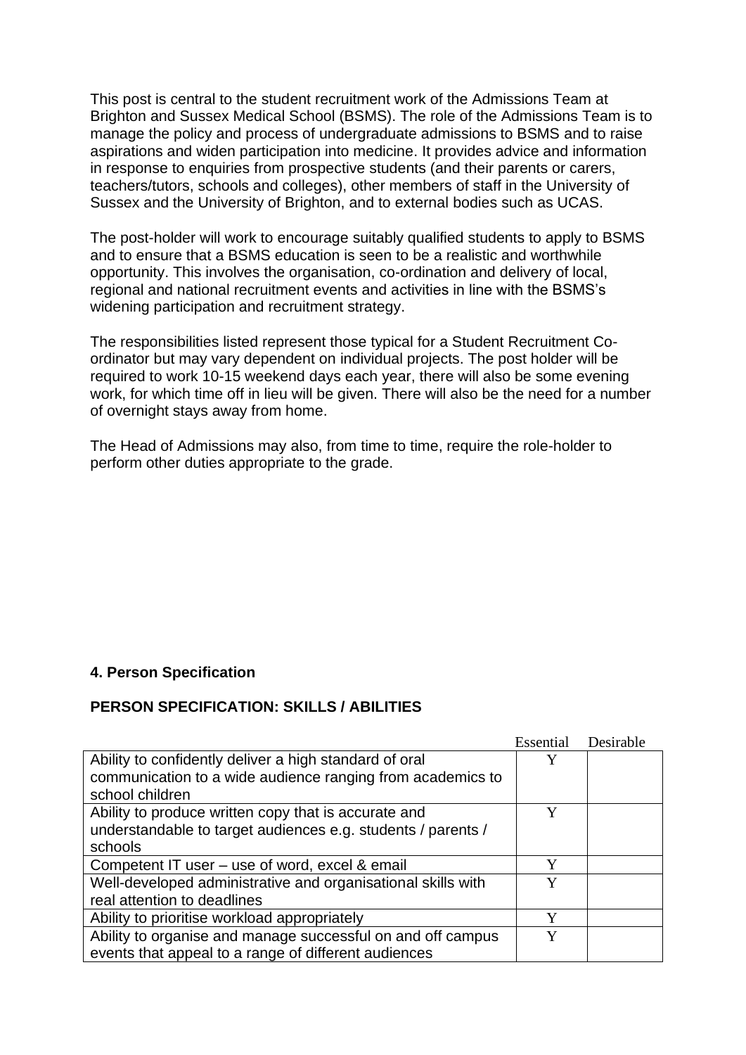This post is central to the student recruitment work of the Admissions Team at Brighton and Sussex Medical School (BSMS). The role of the Admissions Team is to manage the policy and process of undergraduate admissions to BSMS and to raise aspirations and widen participation into medicine. It provides advice and information in response to enquiries from prospective students (and their parents or carers, teachers/tutors, schools and colleges), other members of staff in the University of Sussex and the University of Brighton, and to external bodies such as UCAS.

The post-holder will work to encourage suitably qualified students to apply to BSMS and to ensure that a BSMS education is seen to be a realistic and worthwhile opportunity. This involves the organisation, co-ordination and delivery of local, regional and national recruitment events and activities in line with the BSMS's widening participation and recruitment strategy.

The responsibilities listed represent those typical for a Student Recruitment Co-ordinator but may vary dependent on individual projects. The post holder will be required to work 10-15 weekend days each year, there will also be some evening work, for which time off in lieu will be given. There will also be the need for a number of overnight stays away from home.

The Head of Admissions may also, from time to time, require the role-holder to perform other duties appropriate to the grade.

#### 4. Person Specification

#### PERSON SPECIFICATION: SKILLS / ABILITIES

| | Essential | Desirable |
|---|---|---|
| Ability to confidently deliver a high standard of oral communication to a wide audience ranging from academics to school children | Y | |
| Ability to produce written copy that is accurate and understandable to target audiences e.g. students / parents / schools | Y | |
| Competent IT user – use of word, excel & email | Y | |
| Well-developed administrative and organisational skills with real attention to deadlines | Y | |
| Ability to prioritise workload appropriately | Y | |
| Ability to organise and manage successful on and off campus events that appeal to a range of different audiences | Y | |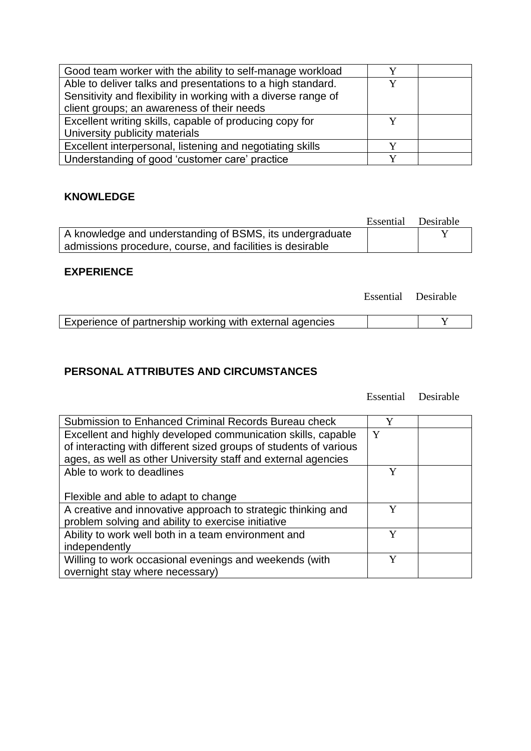| | | |
|---|---|---|
| Good team worker with the ability to self-manage workload | Y | |
| Able to deliver talks and presentations to a high standard. Sensitivity and flexibility in working with a diverse range of client groups; an awareness of their needs | Y | |
| Excellent writing skills, capable of producing copy for University publicity materials | Y | |
| Excellent interpersonal, listening and negotiating skills | Y | |
| Understanding of good 'customer care' practice | Y | |

**KNOWLEDGE**

| | Essential | Desirable |
|---|---|---|
| A knowledge and understanding of BSMS, its undergraduate admissions procedure, course, and facilities is desirable | | Y |

**EXPERIENCE**

| | Essential | Desirable |
|---|---|---|
| Experience of partnership working with external agencies | | Y |

**PERSONAL ATTRIBUTES AND CIRCUMSTANCES**

| | Essential | Desirable |
|---|---|---|
| Submission to Enhanced Criminal Records Bureau check | Y | |
| Excellent and highly developed communication skills, capable of interacting with different sized groups of students of various ages, as well as other University staff and external agencies | Y | |
| Able to work to deadlines<br><br>Flexible and able to adapt to change | Y | |
| A creative and innovative approach to strategic thinking and problem solving and ability to exercise initiative | Y | |
| Ability to work well both in a team environment and independently | Y | |
| Willing to work occasional evenings and weekends (with overnight stay where necessary) | Y | |